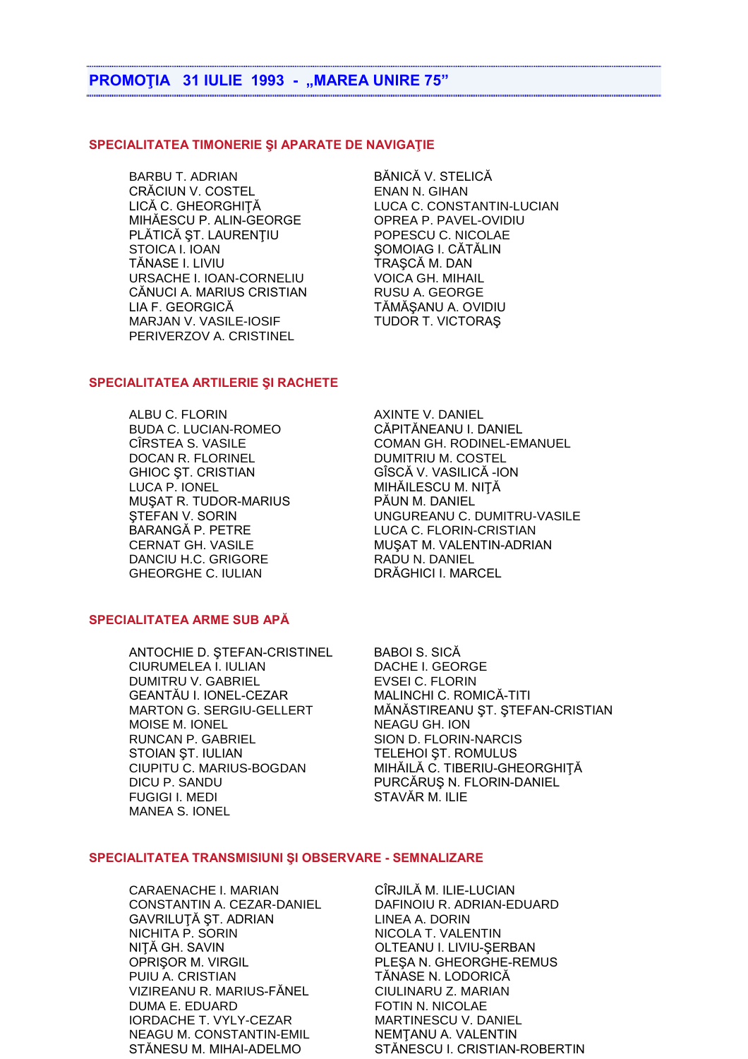## PROMOŢIA 31 IULIE 1993 - „MAREA UNIRE 75"

### SPECIALITATEA TIMONERIE ŞI APARATE DE NAVIGAŢIE

BARBU T. ADRIAN
CRĂCIUN V. COSTEL
LICĂ C. GHEORGHIŢĂ
MIHĂESCU P. ALIN-GEORGE
PLĂTICĂ ŞT. LAURENŢIU
STOICA I. IOAN
TĂNASE I. LIVIU
URSACHE I. IOAN-CORNELIU
CĂNUCI A. MARIUS CRISTIAN
LIA F. GEORGICĂ
MARJAN V. VASILE-IOSIF
PERIVERZOV A. CRISTINEL
BĂNICĂ V. STELICĂ
ENAN N. GIHAN
LUCA C. CONSTANTIN-LUCIAN
OPREA P. PAVEL-OVIDIU
POPESCU C. NICOLAE
ŞOMOIAG I. CĂTĂLIN
TRAŞCĂ M. DAN
VOICA GH. MIHAIL
RUSU A. GEORGE
TĂMĂŞANU A. OVIDIU
TUDOR T. VICTORAŞ

### SPECIALITATEA ARTILERIE ŞI RACHETE

ALBU C. FLORIN
BUDA C. LUCIAN-ROMEO
CÎRSTEA S. VASILE
DOCAN R. FLORINEL
GHIOC ŞT. CRISTIAN
LUCA P. IONEL
MUŞAT R. TUDOR-MARIUS
ŞTEFAN V. SORIN
BARANGĂ P. PETRE
CERNAT GH. VASILE
DANCIU H.C. GRIGORE
GHEORGHE C. IULIAN
AXINTE V. DANIEL
CĂPITĂNEANU I. DANIEL
COMAN GH. RODINEL-EMANUEL
DUMITRIU M. COSTEL
GÎSCĂ V. VASILICĂ -ION
MIHĂILESCU M. NIŢĂ
PĂUN M. DANIEL
UNGUREANU C. DUMITRU-VASILE
LUCA C. FLORIN-CRISTIAN
MUŞAT M. VALENTIN-ADRIAN
RADU N. DANIEL
DRĂGHICI I. MARCEL

### SPECIALITATEA ARME SUB APĂ

ANTOCHIE D. ŞTEFAN-CRISTINEL
CIURUMELEA I. IULIAN
DUMITRU V. GABRIEL
GEANTĂU I. IONEL-CEZAR
MARTON G. SERGIU-GELLERT
MOISE M. IONEL
RUNCAN P. GABRIEL
STOIAN ŞT. IULIAN
CIUPITU C. MARIUS-BOGDAN
DICU P. SANDU
FUGIGI I. MEDI
MANEA S. IONEL
BABOI S. SICĂ
DACHE I. GEORGE
EVSEI C. FLORIN
MALINCHI C. ROMICĂ-TITI
MĂNĂSTIREANU ŞT. ŞTEFAN-CRISTIAN
NEAGU GH. ION
SION D. FLORIN-NARCIS
TELEHOI ŞT. ROMULUS
MIHĂILĂ C. TIBERIU-GHEORGHIŢĂ
PURCĂRUŞ N. FLORIN-DANIEL
STAVĂR M. ILIE

### SPECIALITATEA TRANSMISIUNI ŞI OBSERVARE - SEMNALIZARE

CARAENACHE I. MARIAN
CONSTANTIN A. CEZAR-DANIEL
GAVRILUŢĂ ŞT. ADRIAN
NICHITA P. SORIN
NIŢĂ GH. SAVIN
OPRIŞOR M. VIRGIL
PUIU A. CRISTIAN
VIZIREANU R. MARIUS-FĂNEL
DUMA E. EDUARD
IORDACHE T. VYLY-CEZAR
NEAGU M. CONSTANTIN-EMIL
STĂNESU M. MIHAI-ADELMO
CÎRJILĂ M. ILIE-LUCIAN
DAFINOIU R. ADRIAN-EDUARD
LINEA A. DORIN
NICOLA T. VALENTIN
OLTEANU I. LIVIU-ŞERBAN
PLEŞA N. GHEORGHE-REMUS
TĂNASE N. LODORICĂ
CIULINARU Z. MARIAN
FOTIN N. NICOLAE
MARTINESCU V. DANIEL
NEMŢANU A. VALENTIN
STĂNESCU I. CRISTIAN-ROBERTIN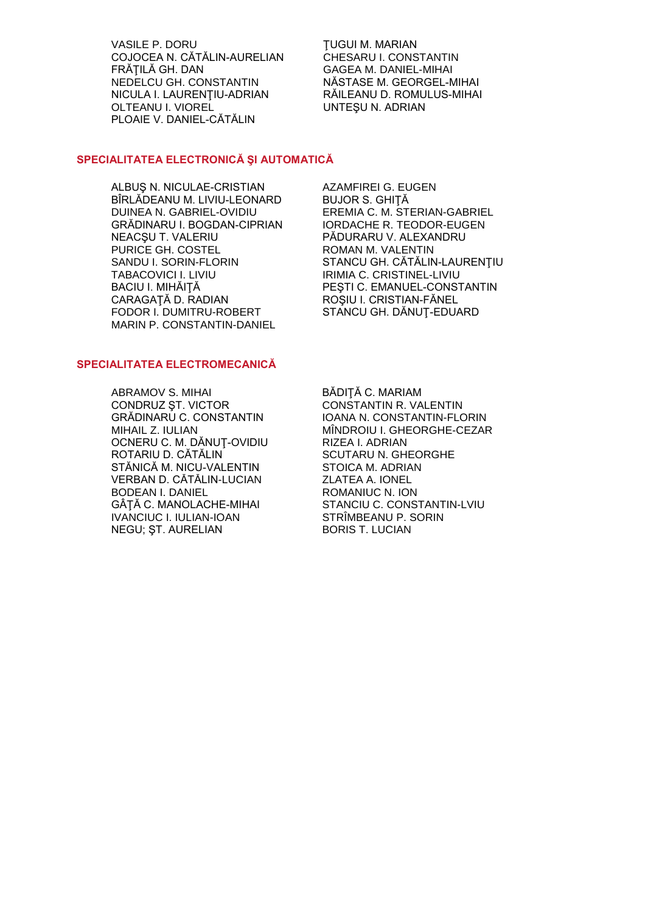VASILE P. DORU
COJOCEA N. CĂTĂLIN-AURELIAN
FRĂŢILĂ GH. DAN
NEDELCU GH. CONSTANTIN
NICULA I. LAURENŢIU-ADRIAN
OLTEANU I. VIOREL
PLOAIE V. DANIEL-CĂTĂLIN
ŢUGUI M. MARIAN
CHESARU I. CONSTANTIN
GAGEA M. DANIEL-MIHAI
NĂSTASE M. GEORGEL-MIHAI
RĂILEANU D. ROMULUS-MIHAI
UNTEŞU N. ADRIAN

## SPECIALITATEA ELECTRONICĂ ŞI AUTOMATICĂ

ALBUŞ N. NICULAE-CRISTIAN
BÎRLĂDEANU M. LIVIU-LEONARD
DUINEA N. GABRIEL-OVIDIU
GRĂDINARU I. BOGDAN-CIPRIAN
NEACŞU T. VALERIU
PURICE GH. COSTEL
SANDU I. SORIN-FLORIN
TABACOVICI I. LIVIU
BACIU I. MIHĂIŢĂ
CARAGAŢĂ D. RADIAN
FODOR I. DUMITRU-ROBERT
MARIN P. CONSTANTIN-DANIEL
AZAMFIREI G. EUGEN
BUJOR S. GHIŢĂ
EREMIA C. M. STERIAN-GABRIEL
IORDACHE R. TEODOR-EUGEN
PĂDURARU V. ALEXANDRU
ROMAN M. VALENTIN
STANCU GH. CĂTĂLIN-LAURENŢIU
IRIMIA C. CRISTINEL-LIVIU
PEŞTI C. EMANUEL-CONSTANTIN
ROŞIU I. CRISTIAN-FĂNEL
STANCU GH. DĂNUŢ-EDUARD

## SPECIALITATEA ELECTROMECANICĂ

ABRAMOV S. MIHAI
CONDRUZ ŞT. VICTOR
GRĂDINARU C. CONSTANTIN
MIHAIL Z. IULIAN
OCNERU C. M. DĂNUŢ-OVIDIU
ROTARIU D. CĂTĂLIN
STĂNICĂ M. NICU-VALENTIN
VERBAN D. CĂTĂLIN-LUCIAN
BODEAN I. DANIEL
GÂŢĂ C. MANOLACHE-MIHAI
IVANCIUC I. IULIAN-IOAN
NEGU; ŞT. AURELIAN
BĂDIŢĂ C. MARIAM
CONSTANTIN R. VALENTIN
IOANA N. CONSTANTIN-FLORIN
MÎNDROIU I. GHEORGHE-CEZAR
RIZEA I. ADRIAN
SCUTARU N. GHEORGHE
STOICA M. ADRIAN
ZLATEA A. IONEL
ROMANIUC N. ION
STANCIU C. CONSTANTIN-LVIU
STRÎMBEANU P. SORIN
BORIS T. LUCIAN